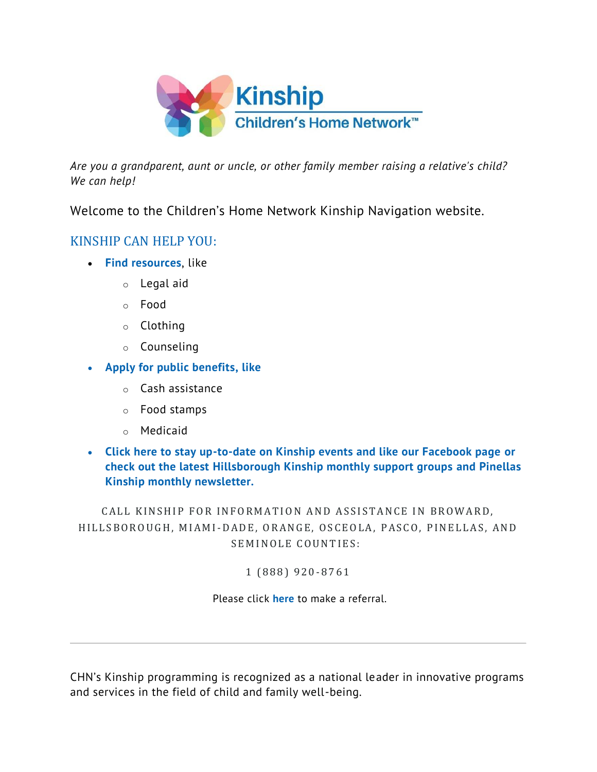Kinship
Children's Home Network™

*Are you a grandparent, aunt or uncle, or other family member raising a relative's child? We can help!*

Welcome to the Children's Home Network Kinship Navigation website.

## KINSHIP CAN HELP YOU:

- **Find resources**, like
  - Legal aid
  - Food
  - Clothing
  - Counseling
- **Apply for public benefits, like**
  - Cash assistance
  - Food stamps
  - Medicaid
- **Click here to stay up-to-date on Kinship events and like our Facebook page or check out the latest Hillsborough Kinship monthly support groups and Pinellas Kinship monthly newsletter.**

CALL KINSHIP FOR INFORMATION AND ASSISTANCE IN BROWARD, HILLSBOROUGH, MIAMI-DADE, ORANGE, OSCEOLA, PASCO, PINELLAS, AND SEMINOLE COUNTIES:

1 (888) 920-8761

Please click **here** to make a referral.

---

CHN's Kinship programming is recognized as a national leader in innovative programs and services in the field of child and family well-being.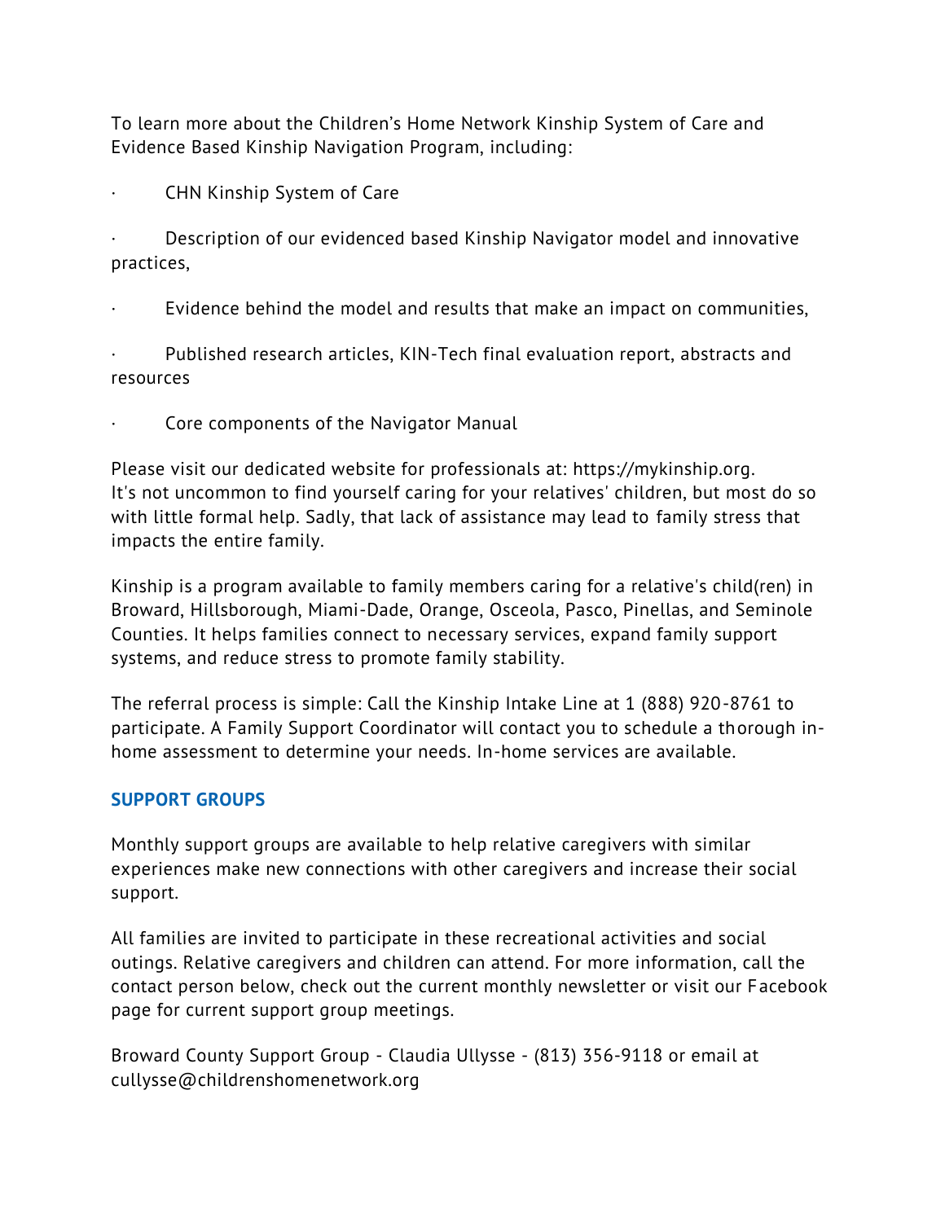To learn more about the Children's Home Network Kinship System of Care and Evidence Based Kinship Navigation Program, including:

- CHN Kinship System of Care
- Description of our evidenced based Kinship Navigator model and innovative practices,
- Evidence behind the model and results that make an impact on communities,
- Published research articles, KIN-Tech final evaluation report, abstracts and resources
- Core components of the Navigator Manual

Please visit our dedicated website for professionals at: https://mykinship.org.
It's not uncommon to find yourself caring for your relatives' children, but most do so with little formal help. Sadly, that lack of assistance may lead to family stress that impacts the entire family.

Kinship is a program available to family members caring for a relative's child(ren) in Broward, Hillsborough, Miami-Dade, Orange, Osceola, Pasco, Pinellas, and Seminole Counties. It helps families connect to necessary services, expand family support systems, and reduce stress to promote family stability.

The referral process is simple: Call the Kinship Intake Line at 1 (888) 920-8761 to participate. A Family Support Coordinator will contact you to schedule a thorough in-home assessment to determine your needs. In-home services are available.

## SUPPORT GROUPS

Monthly support groups are available to help relative caregivers with similar experiences make new connections with other caregivers and increase their social support.

All families are invited to participate in these recreational activities and social outings. Relative caregivers and children can attend. For more information, call the contact person below, check out the current monthly newsletter or visit our Facebook page for current support group meetings.

Broward County Support Group - Claudia Ullysse - (813) 356-9118 or email at cullysse@childrenshomenetwork.org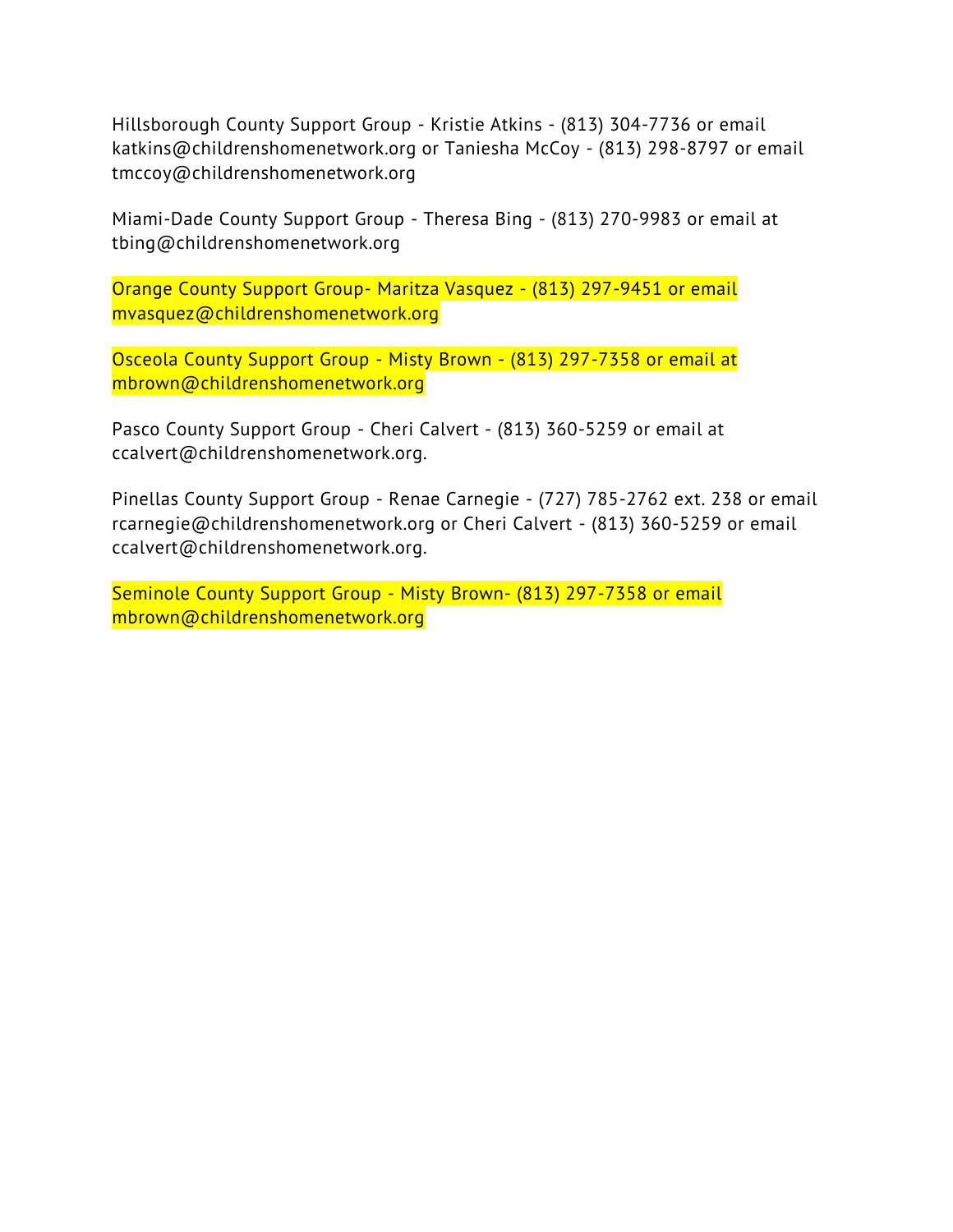Hillsborough County Support Group - Kristie Atkins - (813) 304-7736 or email katkins@childrenshomenetwork.org or Taniesha McCoy - (813) 298-8797 or email tmccoy@childrenshomenetwork.org

Miami-Dade County Support Group - Theresa Bing - (813) 270-9983 or email at tbing@childrenshomenetwork.org

Orange County Support Group- Maritza Vasquez - (813) 297-9451 or email mvasquez@childrenshomenetwork.org

Osceola County Support Group - Misty Brown - (813) 297-7358 or email at mbrown@childrenshomenetwork.org

Pasco County Support Group - Cheri Calvert - (813) 360-5259 or email at ccalvert@childrenshomenetwork.org.

Pinellas County Support Group - Renae Carnegie - (727) 785-2762 ext. 238 or email rcarnegie@childrenshomenetwork.org or Cheri Calvert - (813) 360-5259 or email ccalvert@childrenshomenetwork.org.

Seminole County Support Group - Misty Brown- (813) 297-7358 or email mbrown@childrenshomenetwork.org